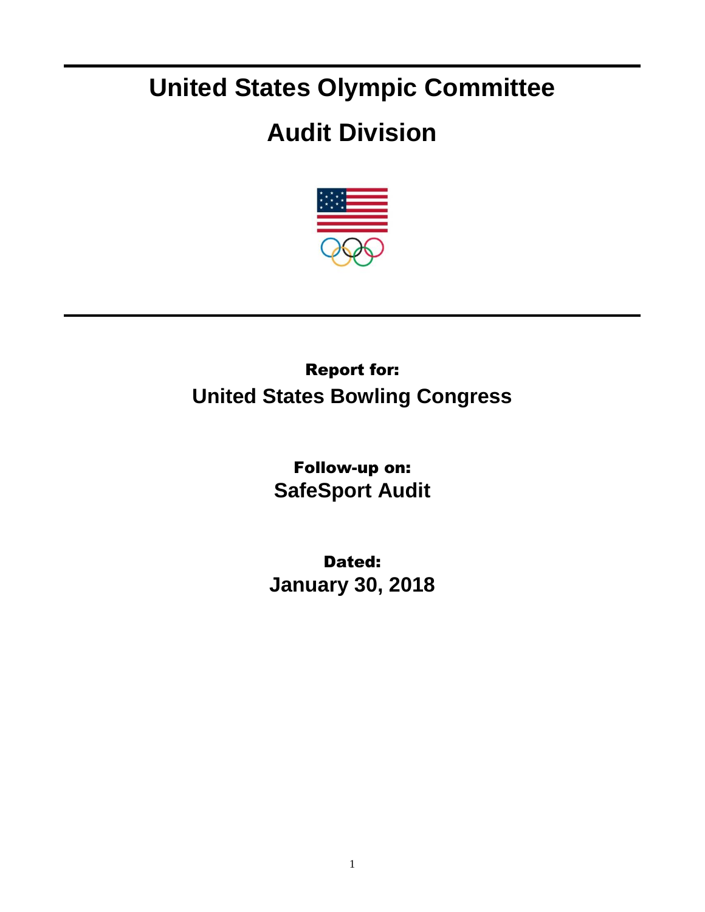# United States Olympic Committee

# Audit Division

**Report for:**

**United States Bowling Congress**

**Follow-up on:**

**SafeSport Audit**

**Dated:**

**January 30, 2018**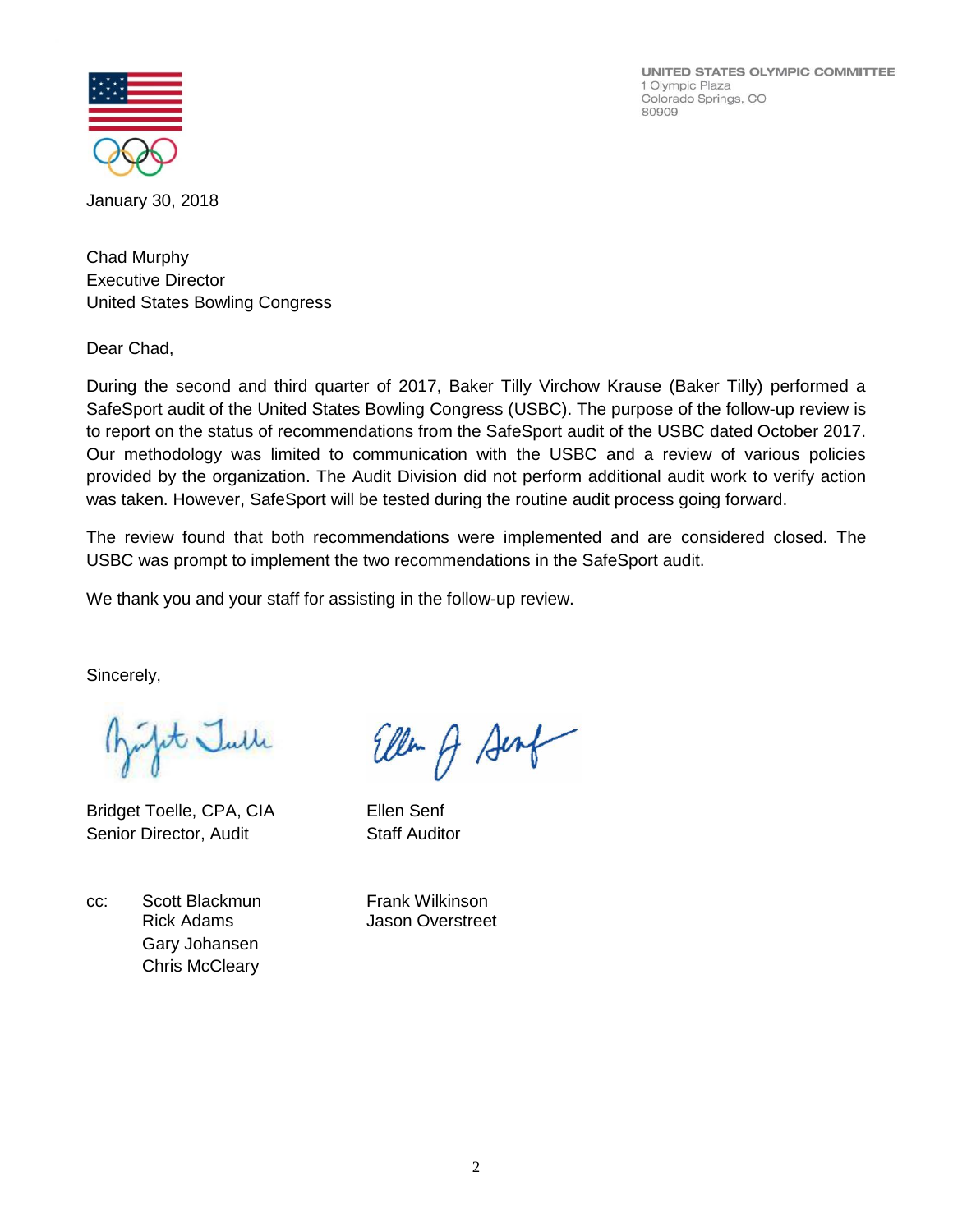UNITED STATES OLYMPIC COMMITTEE
1 Olympic Plaza
Colorado Springs, CO
80909

January 30, 2018

Chad Murphy
Executive Director
United States Bowling Congress

Dear Chad,

During the second and third quarter of 2017, Baker Tilly Virchow Krause (Baker Tilly) performed a SafeSport audit of the United States Bowling Congress (USBC). The purpose of the follow-up review is to report on the status of recommendations from the SafeSport audit of the USBC dated October 2017. Our methodology was limited to communication with the USBC and a review of various policies provided by the organization. The Audit Division did not perform additional audit work to verify action was taken. However, SafeSport will be tested during the routine audit process going forward.

The review found that both recommendations were implemented and are considered closed. The USBC was prompt to implement the two recommendations in the SafeSport audit.

We thank you and your staff for assisting in the follow-up review.

Sincerely,

Bridget Toelle, CPA, CIA
Senior Director, Audit

Ellen Senf
Staff Auditor

cc: Scott Blackmun
Rick Adams
Gary Johansen
Chris McCleary
Frank Wilkinson
Jason Overstreet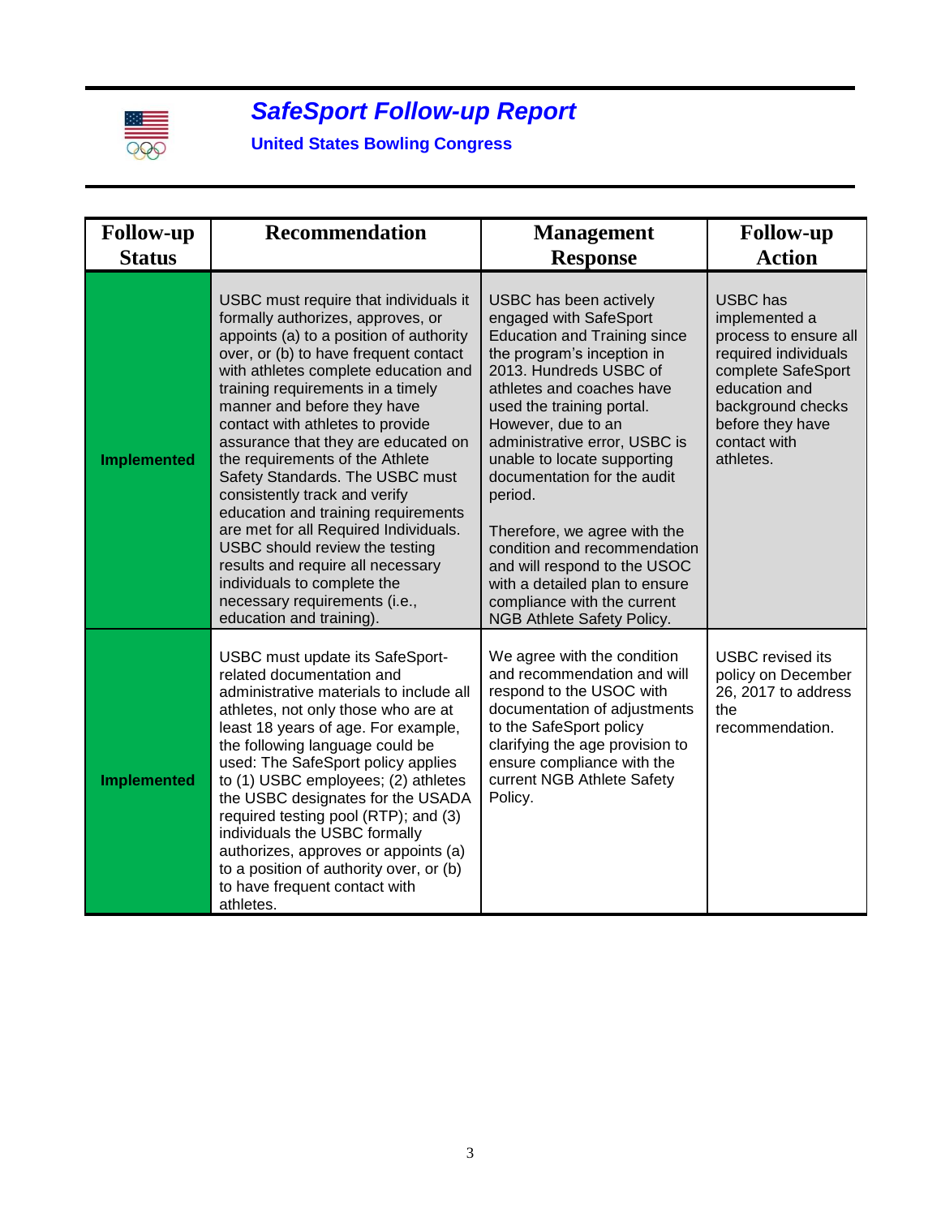# SafeSport Follow-up Report

## United States Bowling Congress

| Follow-up Status | Recommendation | Management Response | Follow-up Action |
|---|---|---|---|
| **Implemented** | USBC must require that individuals it formally authorizes, approves, or appoints (a) to a position of authority over, or (b) to have frequent contact with athletes complete education and training requirements in a timely manner and before they have contact with athletes to provide assurance that they are educated on the requirements of the Athlete Safety Standards. The USBC must consistently track and verify education and training requirements are met for all Required Individuals. USBC should review the testing results and require all necessary individuals to complete the necessary requirements (i.e., education and training). | USBC has been actively engaged with SafeSport Education and Training since the program's inception in 2013. Hundreds USBC of athletes and coaches have used the training portal. However, due to an administrative error, USBC is unable to locate supporting documentation for the audit period.<br><br>Therefore, we agree with the condition and recommendation and will respond to the USOC with a detailed plan to ensure compliance with the current NGB Athlete Safety Policy. | USBC has implemented a process to ensure all required individuals complete SafeSport education and background checks before they have contact with athletes. |
| **Implemented** | USBC must update its SafeSport-related documentation and administrative materials to include all athletes, not only those who are at least 18 years of age. For example, the following language could be used: The SafeSport policy applies to (1) USBC employees; (2) athletes the USBC designates for the USADA required testing pool (RTP); and (3) individuals the USBC formally authorizes, approves or appoints (a) to a position of authority over, or (b) to have frequent contact with athletes. | We agree with the condition and recommendation and will respond to the USOC with documentation of adjustments to the SafeSport policy clarifying the age provision to ensure compliance with the current NGB Athlete Safety Policy. | USBC revised its policy on December 26, 2017 to address the recommendation. |